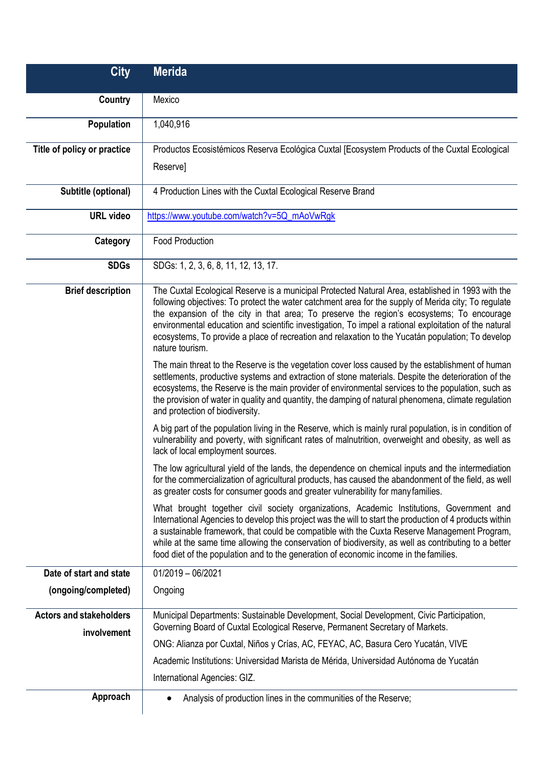| City | Merida |
|---|---|
| Country | Mexico |
| Population | 1,040,916 |
| Title of policy or practice | Productos Ecosistémicos Reserva Ecológica Cuxtal [Ecosystem Products of the Cuxtal Ecological Reserve] |
| Subtitle (optional) | 4 Production Lines with the Cuxtal Ecological Reserve Brand |
| URL video | https://www.youtube.com/watch?v=5Q_mAoVwRgk |
| Category | Food Production |
| SDGs | SDGs: 1, 2, 3, 6, 8, 11, 12, 13, 17. |
| Brief description | The Cuxtal Ecological Reserve is a municipal Protected Natural Area, established in 1993 with the following objectives: To protect the water catchment area for the supply of Merida city; To regulate the expansion of the city in that area; To preserve the region's ecosystems; To encourage environmental education and scientific investigation, To impel a rational exploitation of the natural ecosystems, To provide a place of recreation and relaxation to the Yucatán population; To develop nature tourism.<br><br>The main threat to the Reserve is the vegetation cover loss caused by the establishment of human settlements, productive systems and extraction of stone materials. Despite the deterioration of the ecosystems, the Reserve is the main provider of environmental services to the population, such as the provision of water in quality and quantity, the damping of natural phenomena, climate regulation and protection of biodiversity.<br><br>A big part of the population living in the Reserve, which is mainly rural population, is in condition of vulnerability and poverty, with significant rates of malnutrition, overweight and obesity, as well as lack of local employment sources.<br><br>The low agricultural yield of the lands, the dependence on chemical inputs and the intermediation for the commercialization of agricultural products, has caused the abandonment of the field, as well as greater costs for consumer goods and greater vulnerability for many families.<br><br>What brought together civil society organizations, Academic Institutions, Government and International Agencies to develop this project was the will to start the production of 4 products within a sustainable framework, that could be compatible with the Cuxta Reserve Management Program, while at the same time allowing the conservation of biodiversity, as well as contributing to a better food diet of the population and to the generation of economic income in the families. |
| Date of start and state (ongoing/completed) | 01/2019 – 06/2021<br><br>Ongoing |
| Actors and stakeholders involvement | Municipal Departments: Sustainable Development, Social Development, Civic Participation, Governing Board of Cuxtal Ecological Reserve, Permanent Secretary of Markets.<br><br>ONG: Alianza por Cuxtal, Niños y Crías, AC, FEYAC, AC, Basura Cero Yucatán, VIVE<br><br>Academic Institutions: Universidad Marista de Mérida, Universidad Autónoma de Yucatán<br><br>International Agencies: GIZ. |
| Approach | • Analysis of production lines in the communities of the Reserve; |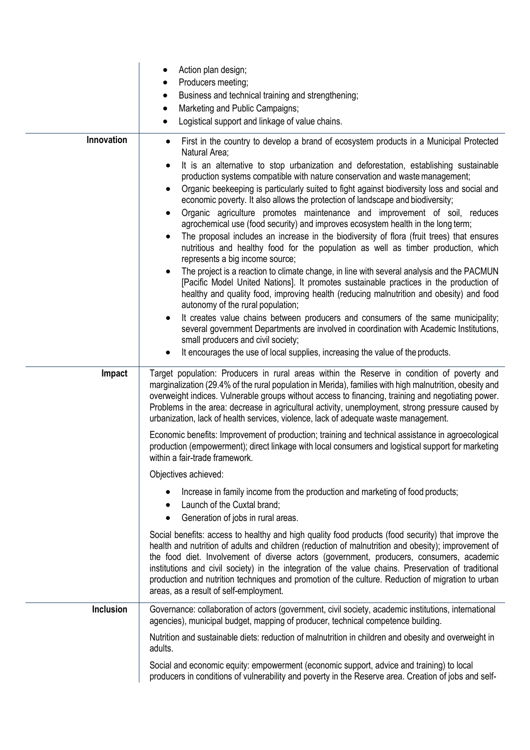| | |
|---|---|
| | • Action plan design;<br>• Producers meeting;<br>• Business and technical training and strengthening;<br>• Marketing and Public Campaigns;<br>• Logistical support and linkage of value chains. |
| **Innovation** | • First in the country to develop a brand of ecosystem products in a Municipal Protected Natural Area;<br>• It is an alternative to stop urbanization and deforestation, establishing sustainable production systems compatible with nature conservation and waste management;<br>• Organic beekeeping is particularly suited to fight against biodiversity loss and social and economic poverty. It also allows the protection of landscape and biodiversity;<br>• Organic agriculture promotes maintenance and improvement of soil, reduces agrochemical use (food security) and improves ecosystem health in the long term;<br>• The proposal includes an increase in the biodiversity of flora (fruit trees) that ensures nutritious and healthy food for the population as well as timber production, which represents a big income source;<br>• The project is a reaction to climate change, in line with several analysis and the PACMUN [Pacific Model United Nations]. It promotes sustainable practices in the production of healthy and quality food, improving health (reducing malnutrition and obesity) and food autonomy of the rural population;<br>• It creates value chains between producers and consumers of the same municipality; several government Departments are involved in coordination with Academic Institutions, small producers and civil society;<br>• It encourages the use of local supplies, increasing the value of the products. |
| **Impact** | Target population: Producers in rural areas within the Reserve in condition of poverty and marginalization (29.4% of the rural population in Merida), families with high malnutrition, obesity and overweight indices. Vulnerable groups without access to financing, training and negotiating power. Problems in the area: decrease in agricultural activity, unemployment, strong pressure caused by urbanization, lack of health services, violence, lack of adequate waste management.<br><br>Economic benefits: Improvement of production; training and technical assistance in agroecological production (empowerment); direct linkage with local consumers and logistical support for marketing within a fair-trade framework.<br><br>Objectives achieved:<br><br>• Increase in family income from the production and marketing of food products;<br>• Launch of the Cuxtal brand;<br>• Generation of jobs in rural areas.<br><br>Social benefits: access to healthy and high quality food products (food security) that improve the health and nutrition of adults and children (reduction of malnutrition and obesity); improvement of the food diet. Involvement of diverse actors (government, producers, consumers, academic institutions and civil society) in the integration of the value chains. Preservation of traditional production and nutrition techniques and promotion of the culture. Reduction of migration to urban areas, as a result of self-employment. |
| **Inclusion** | Governance: collaboration of actors (government, civil society, academic institutions, international agencies), municipal budget, mapping of producer, technical competence building.<br><br>Nutrition and sustainable diets: reduction of malnutrition in children and obesity and overweight in adults.<br><br>Social and economic equity: empowerment (economic support, advice and training) to local producers in conditions of vulnerability and poverty in the Reserve area. Creation of jobs and self- |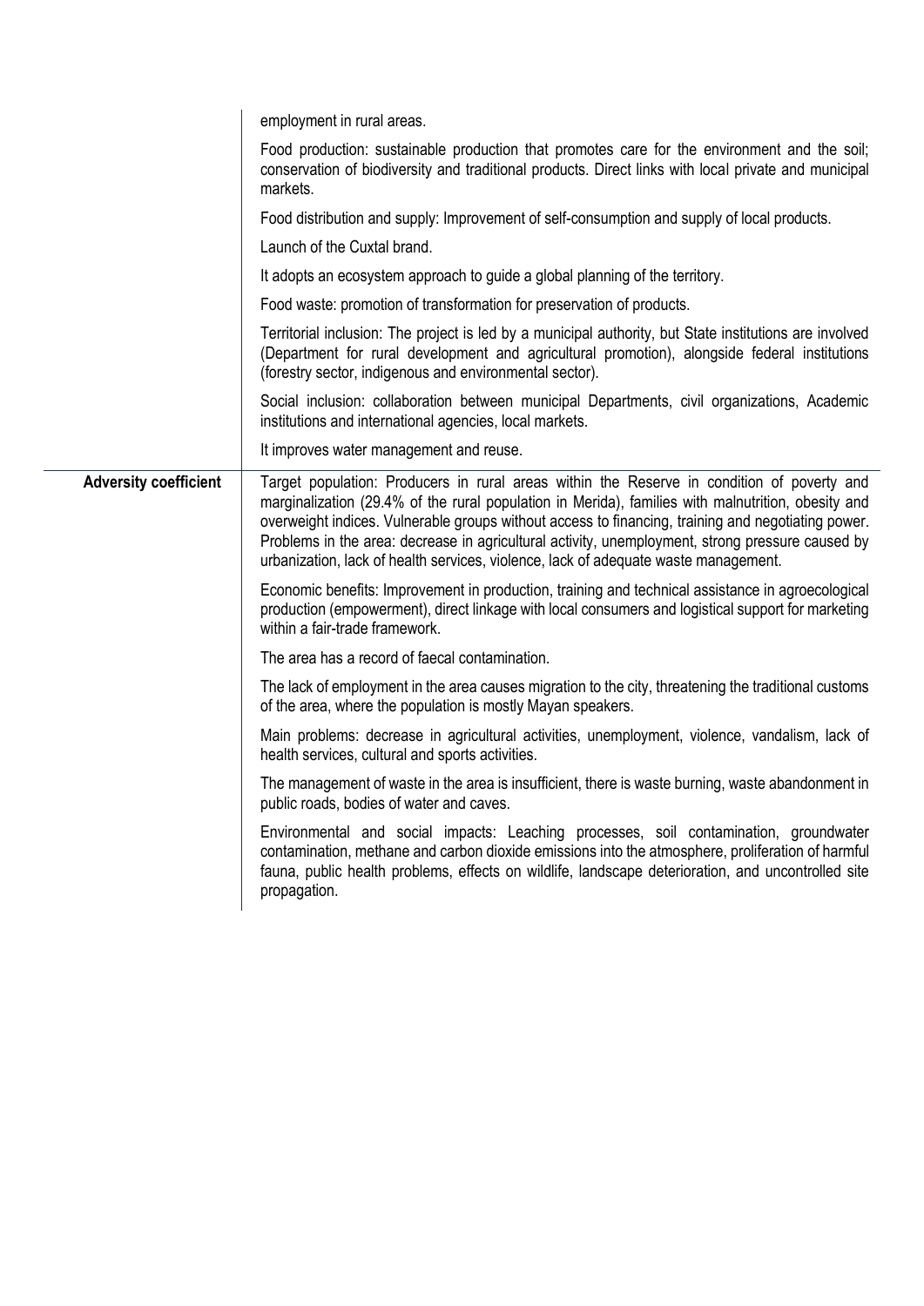| | |
|---|---|
| | employment in rural areas.<br><br>Food production: sustainable production that promotes care for the environment and the soil; conservation of biodiversity and traditional products. Direct links with local private and municipal markets.<br><br>Food distribution and supply: Improvement of self-consumption and supply of local products.<br><br>Launch of the Cuxtal brand.<br><br>It adopts an ecosystem approach to guide a global planning of the territory.<br><br>Food waste: promotion of transformation for preservation of products.<br><br>Territorial inclusion: The project is led by a municipal authority, but State institutions are involved (Department for rural development and agricultural promotion), alongside federal institutions (forestry sector, indigenous and environmental sector).<br><br>Social inclusion: collaboration between municipal Departments, civil organizations, Academic institutions and international agencies, local markets.<br><br>It improves water management and reuse. |
| **Adversity coefficient** | Target population: Producers in rural areas within the Reserve in condition of poverty and marginalization (29.4% of the rural population in Merida), families with malnutrition, obesity and overweight indices. Vulnerable groups without access to financing, training and negotiating power. Problems in the area: decrease in agricultural activity, unemployment, strong pressure caused by urbanization, lack of health services, violence, lack of adequate waste management.<br><br>Economic benefits: Improvement in production, training and technical assistance in agroecological production (empowerment), direct linkage with local consumers and logistical support for marketing within a fair-trade framework.<br><br>The area has a record of faecal contamination.<br><br>The lack of employment in the area causes migration to the city, threatening the traditional customs of the area, where the population is mostly Mayan speakers.<br><br>Main problems: decrease in agricultural activities, unemployment, violence, vandalism, lack of health services, cultural and sports activities.<br><br>The management of waste in the area is insufficient, there is waste burning, waste abandonment in public roads, bodies of water and caves.<br><br>Environmental and social impacts: Leaching processes, soil contamination, groundwater contamination, methane and carbon dioxide emissions into the atmosphere, proliferation of harmful fauna, public health problems, effects on wildlife, landscape deterioration, and uncontrolled site propagation. |